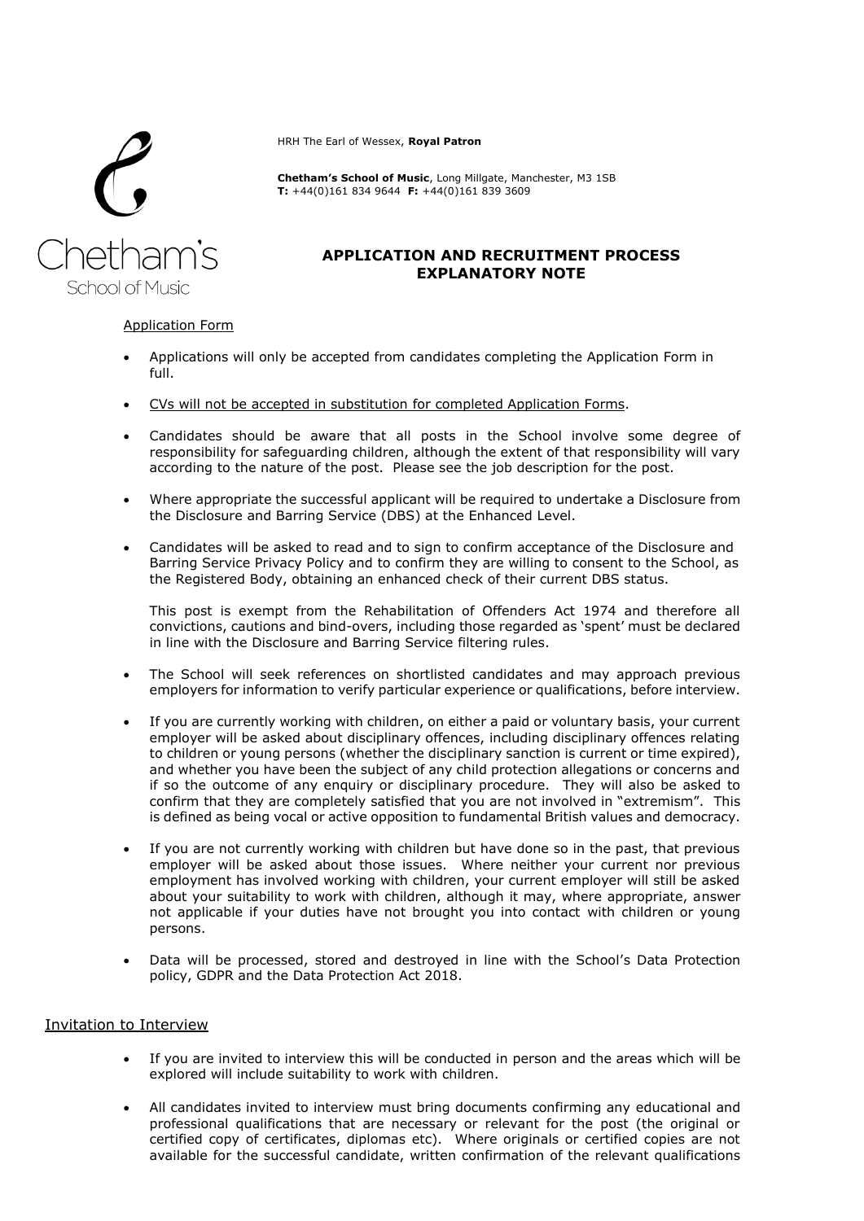HRH The Earl of Wessex, **Royal Patron**

**Chetham's School of Music**, Long Millgate, Manchester, M3 1SB
**T:** +44(0)161 834 9644 **F:** +44(0)161 839 3609

# APPLICATION AND RECRUITMENT PROCESS EXPLANATORY NOTE

## Application Form

- Applications will only be accepted from candidates completing the Application Form in full.
- CVs will not be accepted in substitution for completed Application Forms.
- Candidates should be aware that all posts in the School involve some degree of responsibility for safeguarding children, although the extent of that responsibility will vary according to the nature of the post. Please see the job description for the post.
- Where appropriate the successful applicant will be required to undertake a Disclosure from the Disclosure and Barring Service (DBS) at the Enhanced Level.
- Candidates will be asked to read and to sign to confirm acceptance of the Disclosure and Barring Service Privacy Policy and to confirm they are willing to consent to the School, as the Registered Body, obtaining an enhanced check of their current DBS status.

  This post is exempt from the Rehabilitation of Offenders Act 1974 and therefore all convictions, cautions and bind-overs, including those regarded as 'spent' must be declared in line with the Disclosure and Barring Service filtering rules.

- The School will seek references on shortlisted candidates and may approach previous employers for information to verify particular experience or qualifications, before interview.
- If you are currently working with children, on either a paid or voluntary basis, your current employer will be asked about disciplinary offences, including disciplinary offences relating to children or young persons (whether the disciplinary sanction is current or time expired), and whether you have been the subject of any child protection allegations or concerns and if so the outcome of any enquiry or disciplinary procedure. They will also be asked to confirm that they are completely satisfied that you are not involved in "extremism". This is defined as being vocal or active opposition to fundamental British values and democracy.
- If you are not currently working with children but have done so in the past, that previous employer will be asked about those issues. Where neither your current nor previous employment has involved working with children, your current employer will still be asked about your suitability to work with children, although it may, where appropriate, answer not applicable if your duties have not brought you into contact with children or young persons.
- Data will be processed, stored and destroyed in line with the School's Data Protection policy, GDPR and the Data Protection Act 2018.

## Invitation to Interview

- If you are invited to interview this will be conducted in person and the areas which will be explored will include suitability to work with children.
- All candidates invited to interview must bring documents confirming any educational and professional qualifications that are necessary or relevant for the post (the original or certified copy of certificates, diplomas etc). Where originals or certified copies are not available for the successful candidate, written confirmation of the relevant qualifications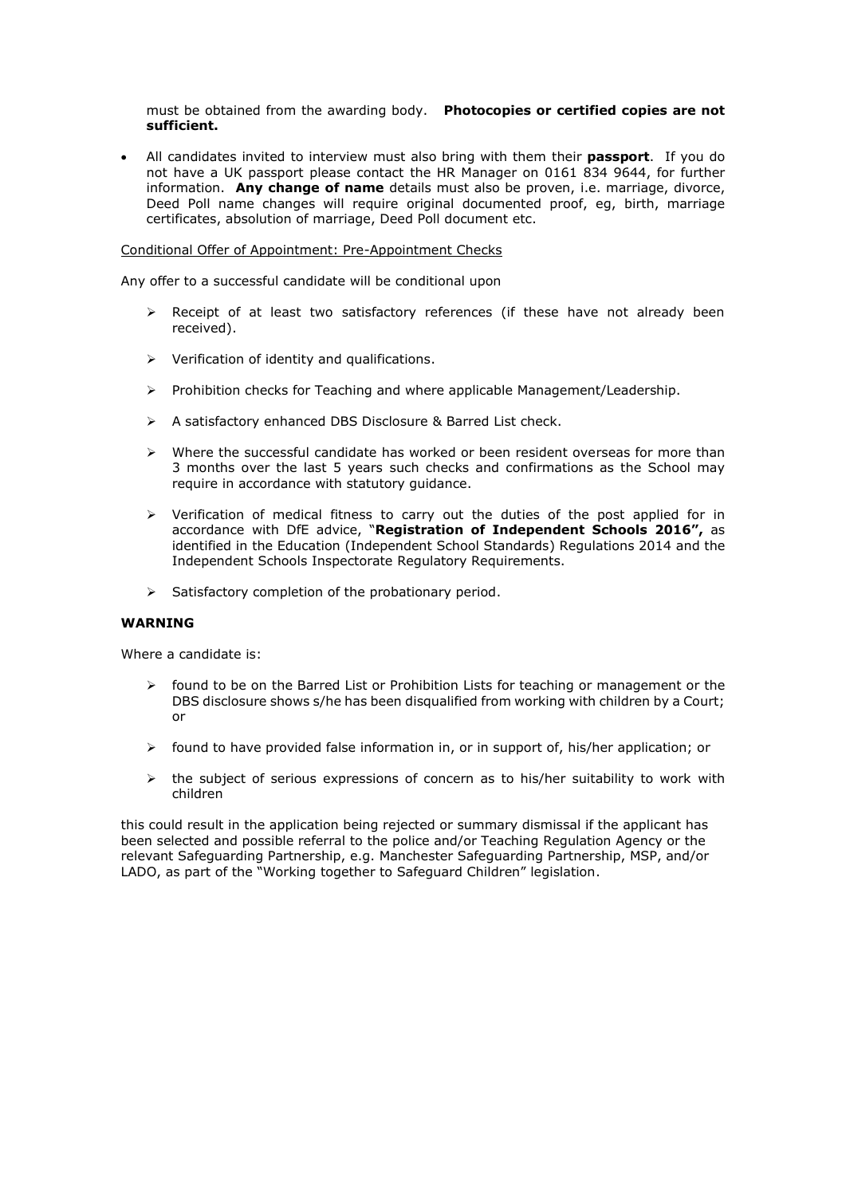must be obtained from the awarding body. **Photocopies or certified copies are not sufficient.**

- All candidates invited to interview must also bring with them their **passport**. If you do not have a UK passport please contact the HR Manager on 0161 834 9644, for further information. **Any change of name** details must also be proven, i.e. marriage, divorce, Deed Poll name changes will require original documented proof, eg, birth, marriage certificates, absolution of marriage, Deed Poll document etc.

Conditional Offer of Appointment: Pre-Appointment Checks

Any offer to a successful candidate will be conditional upon

- Receipt of at least two satisfactory references (if these have not already been received).
- Verification of identity and qualifications.
- Prohibition checks for Teaching and where applicable Management/Leadership.
- A satisfactory enhanced DBS Disclosure & Barred List check.
- Where the successful candidate has worked or been resident overseas for more than 3 months over the last 5 years such checks and confirmations as the School may require in accordance with statutory guidance.
- Verification of medical fitness to carry out the duties of the post applied for in accordance with DfE advice, "**Registration of Independent Schools 2016",** as identified in the Education (Independent School Standards) Regulations 2014 and the Independent Schools Inspectorate Regulatory Requirements.
- Satisfactory completion of the probationary period.

**WARNING**

Where a candidate is:

- found to be on the Barred List or Prohibition Lists for teaching or management or the DBS disclosure shows s/he has been disqualified from working with children by a Court; or
- found to have provided false information in, or in support of, his/her application; or
- the subject of serious expressions of concern as to his/her suitability to work with children

this could result in the application being rejected or summary dismissal if the applicant has been selected and possible referral to the police and/or Teaching Regulation Agency or the relevant Safeguarding Partnership, e.g. Manchester Safeguarding Partnership, MSP, and/or LADO, as part of the "Working together to Safeguard Children" legislation.